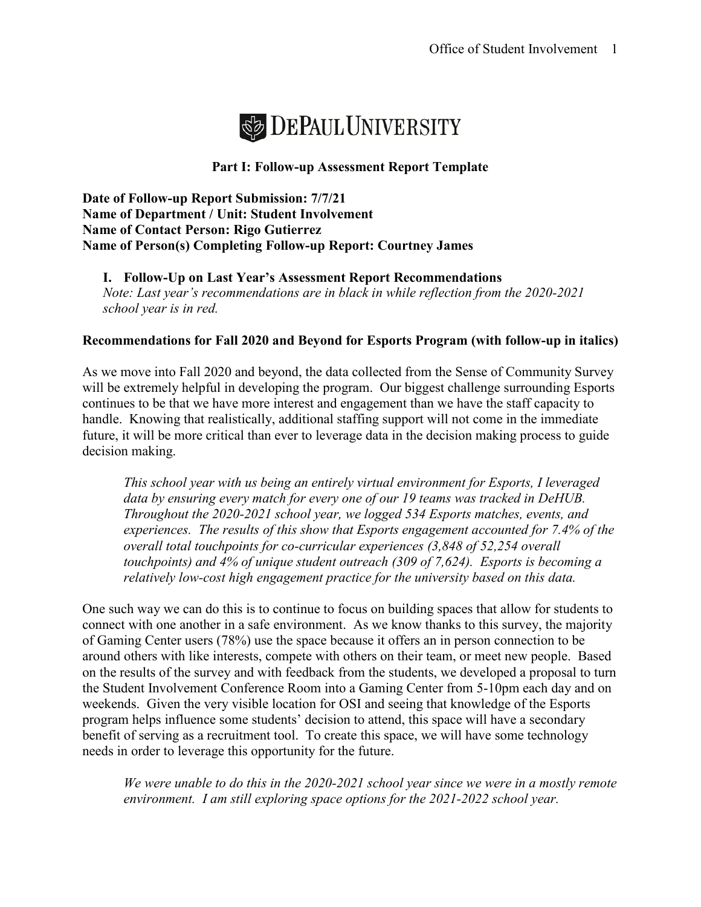# DePaul University

## Part I: Follow-up Assessment Report Template

**Date of Follow-up Report Submission: 7/7/21**
**Name of Department / Unit: Student Involvement**
**Name of Contact Person: Rigo Gutierrez**
**Name of Person(s) Completing Follow-up Report: Courtney James**

### I. Follow-Up on Last Year's Assessment Report Recommendations

*Note: Last year's recommendations are in black in while reflection from the 2020-2021 school year is in red.*

**Recommendations for Fall 2020 and Beyond for Esports Program (with follow-up in italics)**

As we move into Fall 2020 and beyond, the data collected from the Sense of Community Survey will be extremely helpful in developing the program. Our biggest challenge surrounding Esports continues to be that we have more interest and engagement than we have the staff capacity to handle. Knowing that realistically, additional staffing support will not come in the immediate future, it will be more critical than ever to leverage data in the decision making process to guide decision making.

> *This school year with us being an entirely virtual environment for Esports, I leveraged data by ensuring every match for every one of our 19 teams was tracked in DeHUB. Throughout the 2020-2021 school year, we logged 534 Esports matches, events, and experiences. The results of this show that Esports engagement accounted for 7.4% of the overall total touchpoints for co-curricular experiences (3,848 of 52,254 overall touchpoints) and 4% of unique student outreach (309 of 7,624). Esports is becoming a relatively low-cost high engagement practice for the university based on this data.*

One such way we can do this is to continue to focus on building spaces that allow for students to connect with one another in a safe environment. As we know thanks to this survey, the majority of Gaming Center users (78%) use the space because it offers an in person connection to be around others with like interests, compete with others on their team, or meet new people. Based on the results of the survey and with feedback from the students, we developed a proposal to turn the Student Involvement Conference Room into a Gaming Center from 5-10pm each day and on weekends. Given the very visible location for OSI and seeing that knowledge of the Esports program helps influence some students' decision to attend, this space will have a secondary benefit of serving as a recruitment tool. To create this space, we will have some technology needs in order to leverage this opportunity for the future.

> *We were unable to do this in the 2020-2021 school year since we were in a mostly remote environment. I am still exploring space options for the 2021-2022 school year.*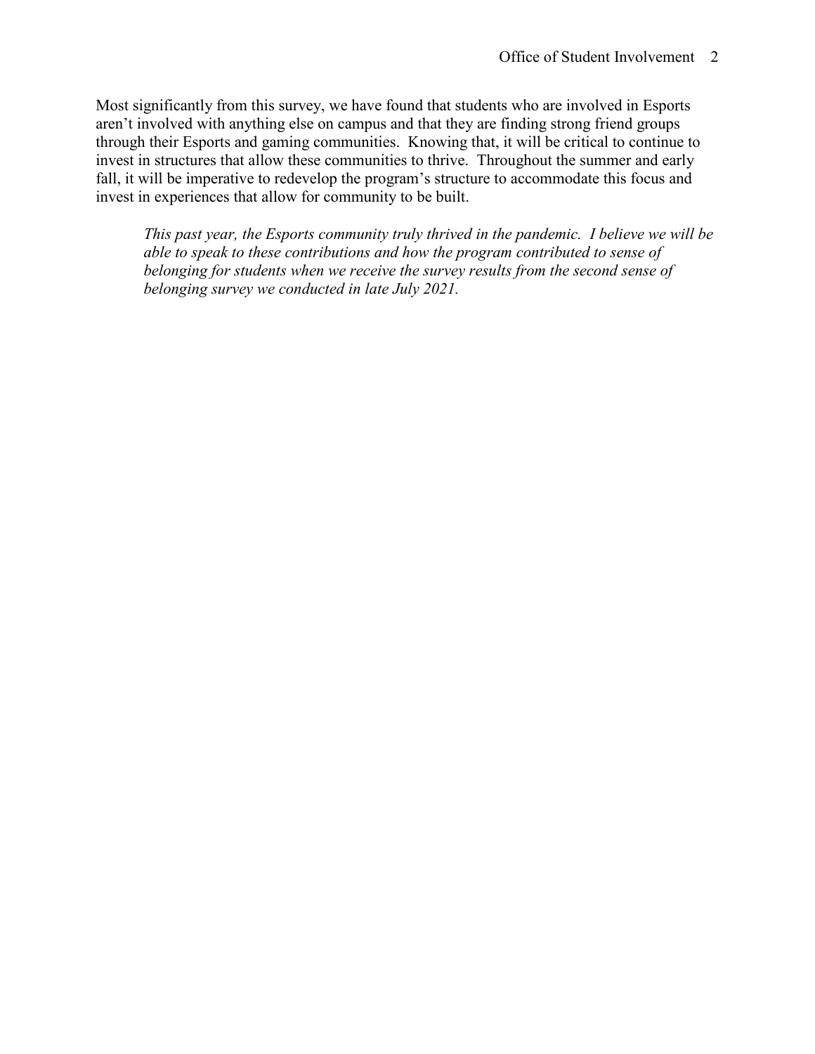Most significantly from this survey, we have found that students who are involved in Esports aren't involved with anything else on campus and that they are finding strong friend groups through their Esports and gaming communities. Knowing that, it will be critical to continue to invest in structures that allow these communities to thrive. Throughout the summer and early fall, it will be imperative to redevelop the program's structure to accommodate this focus and invest in experiences that allow for community to be built.

> *This past year, the Esports community truly thrived in the pandemic. I believe we will be able to speak to these contributions and how the program contributed to sense of belonging for students when we receive the survey results from the second sense of belonging survey we conducted in late July 2021.*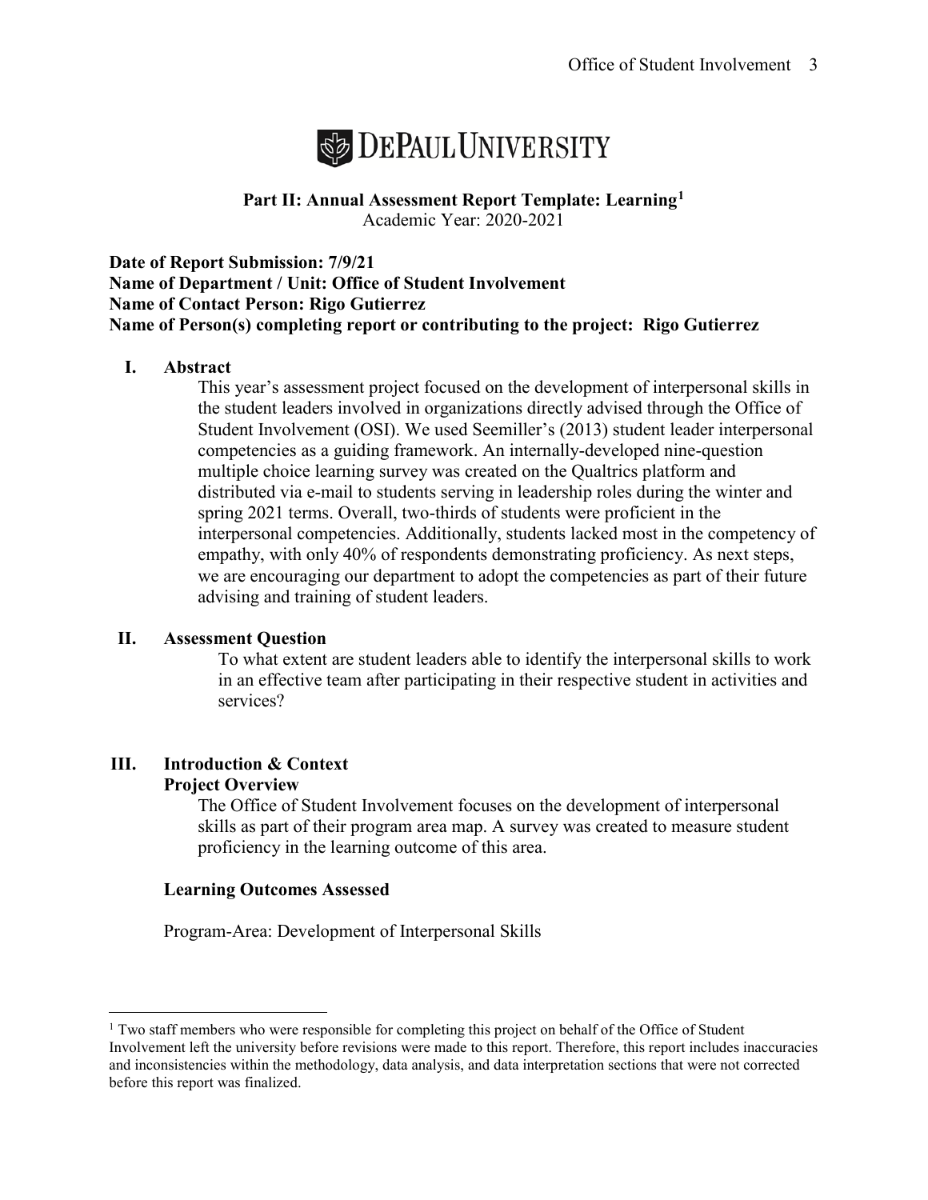**DePaul University**

## Part II: Annual Assessment Report Template: Learning[1]

Academic Year: 2020-2021

**Date of Report Submission: 7/9/21**
**Name of Department / Unit: Office of Student Involvement**
**Name of Contact Person: Rigo Gutierrez**
**Name of Person(s) completing report or contributing to the project: Rigo Gutierrez**

### I. Abstract

This year's assessment project focused on the development of interpersonal skills in the student leaders involved in organizations directly advised through the Office of Student Involvement (OSI). We used Seemiller's (2013) student leader interpersonal competencies as a guiding framework. An internally-developed nine-question multiple choice learning survey was created on the Qualtrics platform and distributed via e-mail to students serving in leadership roles during the winter and spring 2021 terms. Overall, two-thirds of students were proficient in the interpersonal competencies. Additionally, students lacked most in the competency of empathy, with only 40% of respondents demonstrating proficiency. As next steps, we are encouraging our department to adopt the competencies as part of their future advising and training of student leaders.

### II. Assessment Question

To what extent are student leaders able to identify the interpersonal skills to work in an effective team after participating in their respective student in activities and services?

### III. Introduction & Context

**Project Overview**

The Office of Student Involvement focuses on the development of interpersonal skills as part of their program area map. A survey was created to measure student proficiency in the learning outcome of this area.

**Learning Outcomes Assessed**

Program-Area: Development of Interpersonal Skills

---

[1] Two staff members who were responsible for completing this project on behalf of the Office of Student Involvement left the university before revisions were made to this report. Therefore, this report includes inaccuracies and inconsistencies within the methodology, data analysis, and data interpretation sections that were not corrected before this report was finalized.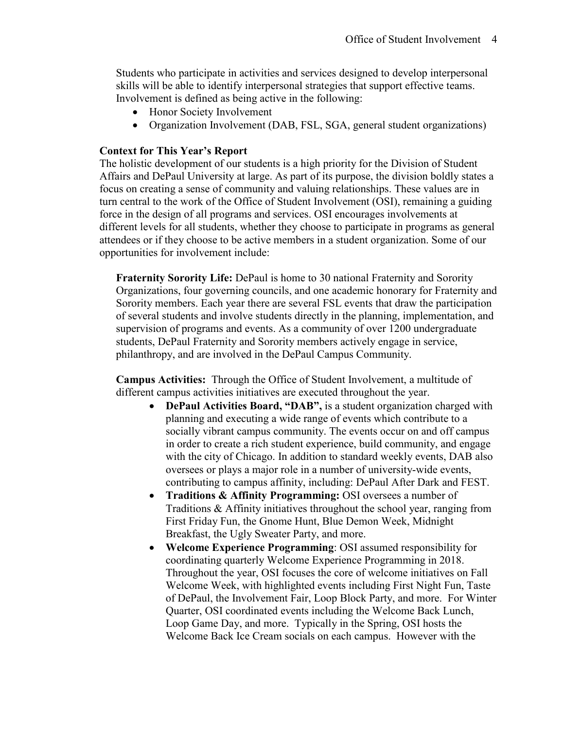Students who participate in activities and services designed to develop interpersonal skills will be able to identify interpersonal strategies that support effective teams. Involvement is defined as being active in the following:

- Honor Society Involvement
- Organization Involvement (DAB, FSL, SGA, general student organizations)

**Context for This Year's Report**

The holistic development of our students is a high priority for the Division of Student Affairs and DePaul University at large. As part of its purpose, the division boldly states a focus on creating a sense of community and valuing relationships. These values are in turn central to the work of the Office of Student Involvement (OSI), remaining a guiding force in the design of all programs and services. OSI encourages involvements at different levels for all students, whether they choose to participate in programs as general attendees or if they choose to be active members in a student organization. Some of our opportunities for involvement include:

**Fraternity Sorority Life:** DePaul is home to 30 national Fraternity and Sorority Organizations, four governing councils, and one academic honorary for Fraternity and Sorority members. Each year there are several FSL events that draw the participation of several students and involve students directly in the planning, implementation, and supervision of programs and events. As a community of over 1200 undergraduate students, DePaul Fraternity and Sorority members actively engage in service, philanthropy, and are involved in the DePaul Campus Community.

**Campus Activities:** Through the Office of Student Involvement, a multitude of different campus activities initiatives are executed throughout the year.

- **DePaul Activities Board, "DAB",** is a student organization charged with planning and executing a wide range of events which contribute to a socially vibrant campus community. The events occur on and off campus in order to create a rich student experience, build community, and engage with the city of Chicago. In addition to standard weekly events, DAB also oversees or plays a major role in a number of university-wide events, contributing to campus affinity, including: DePaul After Dark and FEST.
- **Traditions & Affinity Programming:** OSI oversees a number of Traditions & Affinity initiatives throughout the school year, ranging from First Friday Fun, the Gnome Hunt, Blue Demon Week, Midnight Breakfast, the Ugly Sweater Party, and more.
- **Welcome Experience Programming**: OSI assumed responsibility for coordinating quarterly Welcome Experience Programming in 2018. Throughout the year, OSI focuses the core of welcome initiatives on Fall Welcome Week, with highlighted events including First Night Fun, Taste of DePaul, the Involvement Fair, Loop Block Party, and more. For Winter Quarter, OSI coordinated events including the Welcome Back Lunch, Loop Game Day, and more. Typically in the Spring, OSI hosts the Welcome Back Ice Cream socials on each campus. However with the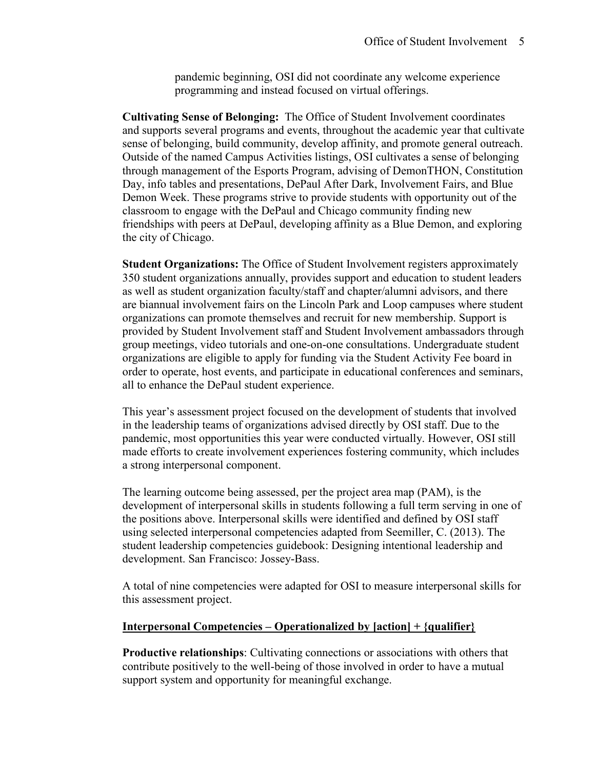pandemic beginning, OSI did not coordinate any welcome experience programming and instead focused on virtual offerings.

**Cultivating Sense of Belonging:** The Office of Student Involvement coordinates and supports several programs and events, throughout the academic year that cultivate sense of belonging, build community, develop affinity, and promote general outreach. Outside of the named Campus Activities listings, OSI cultivates a sense of belonging through management of the Esports Program, advising of DemonTHON, Constitution Day, info tables and presentations, DePaul After Dark, Involvement Fairs, and Blue Demon Week. These programs strive to provide students with opportunity out of the classroom to engage with the DePaul and Chicago community finding new friendships with peers at DePaul, developing affinity as a Blue Demon, and exploring the city of Chicago.

**Student Organizations:** The Office of Student Involvement registers approximately 350 student organizations annually, provides support and education to student leaders as well as student organization faculty/staff and chapter/alumni advisors, and there are biannual involvement fairs on the Lincoln Park and Loop campuses where student organizations can promote themselves and recruit for new membership. Support is provided by Student Involvement staff and Student Involvement ambassadors through group meetings, video tutorials and one-on-one consultations. Undergraduate student organizations are eligible to apply for funding via the Student Activity Fee board in order to operate, host events, and participate in educational conferences and seminars, all to enhance the DePaul student experience.

This year's assessment project focused on the development of students that involved in the leadership teams of organizations advised directly by OSI staff. Due to the pandemic, most opportunities this year were conducted virtually. However, OSI still made efforts to create involvement experiences fostering community, which includes a strong interpersonal component.

The learning outcome being assessed, per the project area map (PAM), is the development of interpersonal skills in students following a full term serving in one of the positions above. Interpersonal skills were identified and defined by OSI staff using selected interpersonal competencies adapted from Seemiller, C. (2013). The student leadership competencies guidebook: Designing intentional leadership and development. San Francisco: Jossey-Bass.

A total of nine competencies were adapted for OSI to measure interpersonal skills for this assessment project.

**<u>Interpersonal Competencies – Operationalized by [action] + {qualifier}</u>**

**Productive relationships**: Cultivating connections or associations with others that contribute positively to the well-being of those involved in order to have a mutual support system and opportunity for meaningful exchange.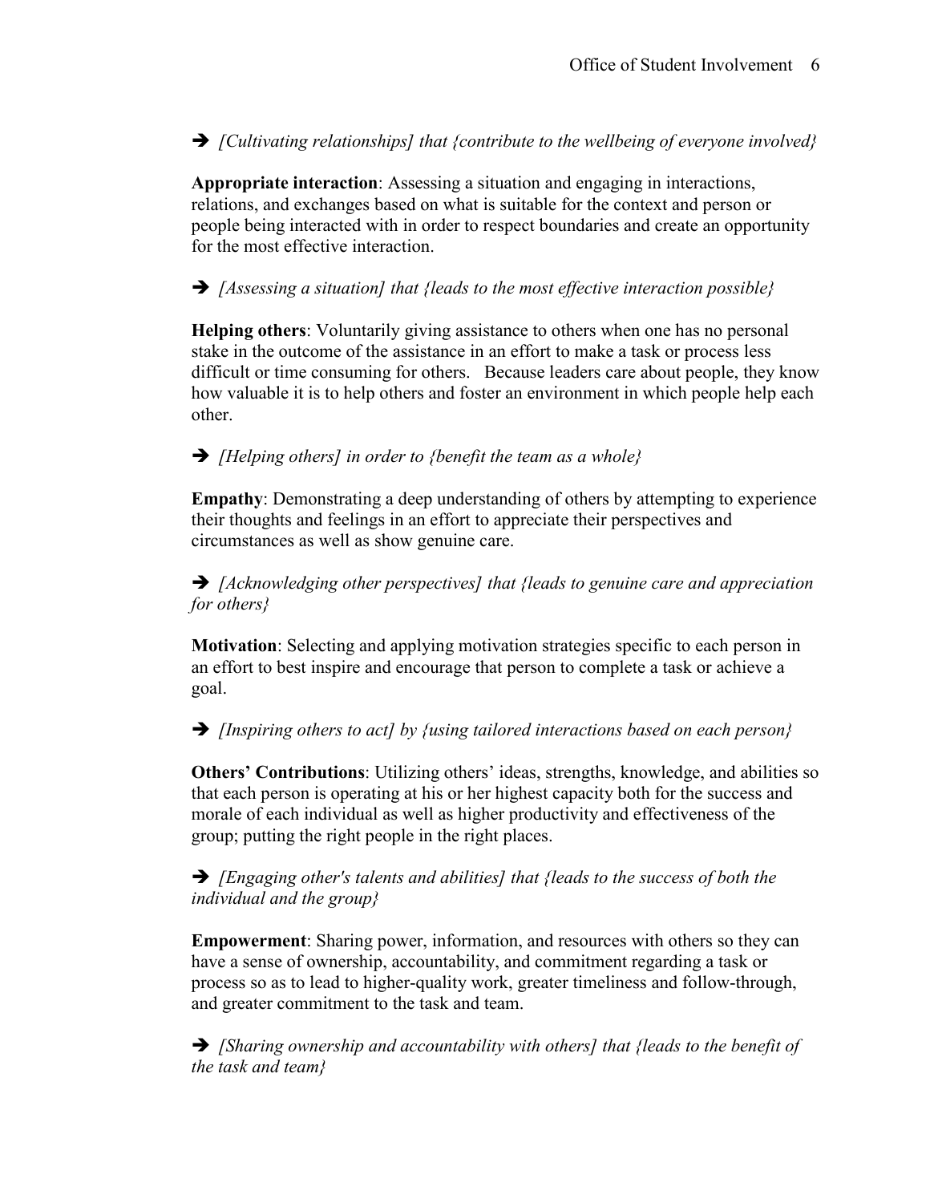➔ *[Cultivating relationships] that {contribute to the wellbeing of everyone involved}*

**Appropriate interaction**: Assessing a situation and engaging in interactions, relations, and exchanges based on what is suitable for the context and person or people being interacted with in order to respect boundaries and create an opportunity for the most effective interaction.

➔ *[Assessing a situation] that {leads to the most effective interaction possible}*

**Helping others**: Voluntarily giving assistance to others when one has no personal stake in the outcome of the assistance in an effort to make a task or process less difficult or time consuming for others. Because leaders care about people, they know how valuable it is to help others and foster an environment in which people help each other.

➔ *[Helping others] in order to {benefit the team as a whole}*

**Empathy**: Demonstrating a deep understanding of others by attempting to experience their thoughts and feelings in an effort to appreciate their perspectives and circumstances as well as show genuine care.

➔ *[Acknowledging other perspectives] that {leads to genuine care and appreciation for others}*

**Motivation**: Selecting and applying motivation strategies specific to each person in an effort to best inspire and encourage that person to complete a task or achieve a goal.

➔ *[Inspiring others to act] by {using tailored interactions based on each person}*

**Others' Contributions**: Utilizing others' ideas, strengths, knowledge, and abilities so that each person is operating at his or her highest capacity both for the success and morale of each individual as well as higher productivity and effectiveness of the group; putting the right people in the right places.

➔ *[Engaging other's talents and abilities] that {leads to the success of both the individual and the group}*

**Empowerment**: Sharing power, information, and resources with others so they can have a sense of ownership, accountability, and commitment regarding a task or process so as to lead to higher-quality work, greater timeliness and follow-through, and greater commitment to the task and team.

➔ *[Sharing ownership and accountability with others] that {leads to the benefit of the task and team}*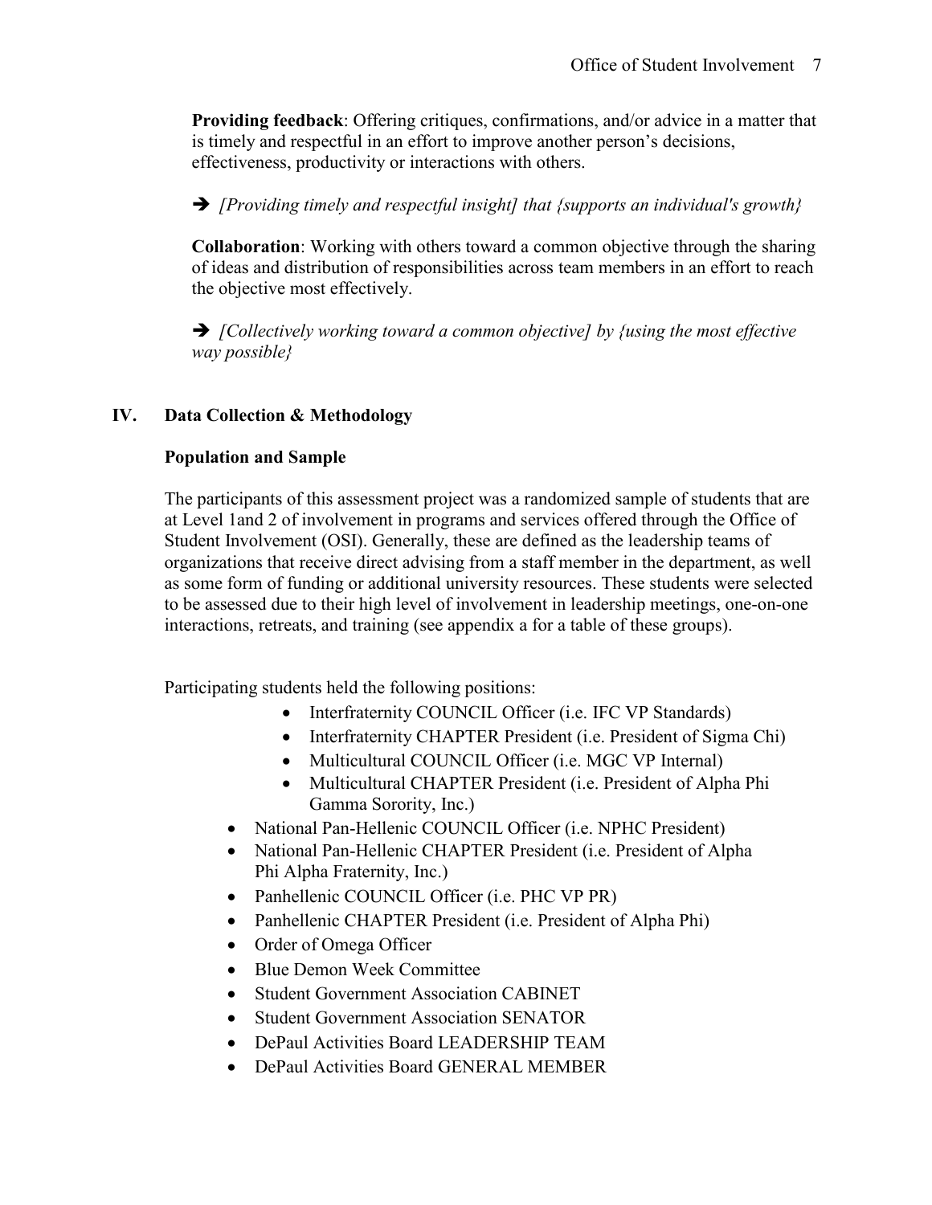**Providing feedback**: Offering critiques, confirmations, and/or advice in a matter that is timely and respectful in an effort to improve another person's decisions, effectiveness, productivity or interactions with others.

➔ *[Providing timely and respectful insight] that {supports an individual's growth}*

**Collaboration**: Working with others toward a common objective through the sharing of ideas and distribution of responsibilities across team members in an effort to reach the objective most effectively.

➔ *[Collectively working toward a common objective] by {using the most effective way possible}*

## IV. Data Collection & Methodology

### Population and Sample

The participants of this assessment project was a randomized sample of students that are at Level 1and 2 of involvement in programs and services offered through the Office of Student Involvement (OSI). Generally, these are defined as the leadership teams of organizations that receive direct advising from a staff member in the department, as well as some form of funding or additional university resources. These students were selected to be assessed due to their high level of involvement in leadership meetings, one-on-one interactions, retreats, and training (see appendix a for a table of these groups).

Participating students held the following positions:

- Interfraternity COUNCIL Officer (i.e. IFC VP Standards)
- Interfraternity CHAPTER President (i.e. President of Sigma Chi)
- Multicultural COUNCIL Officer (i.e. MGC VP Internal)
- Multicultural CHAPTER President (i.e. President of Alpha Phi Gamma Sorority, Inc.)
- National Pan-Hellenic COUNCIL Officer (i.e. NPHC President)
- National Pan-Hellenic CHAPTER President (i.e. President of Alpha Phi Alpha Fraternity, Inc.)
- Panhellenic COUNCIL Officer (i.e. PHC VP PR)
- Panhellenic CHAPTER President (i.e. President of Alpha Phi)
- Order of Omega Officer
- Blue Demon Week Committee
- Student Government Association CABINET
- Student Government Association SENATOR
- DePaul Activities Board LEADERSHIP TEAM
- DePaul Activities Board GENERAL MEMBER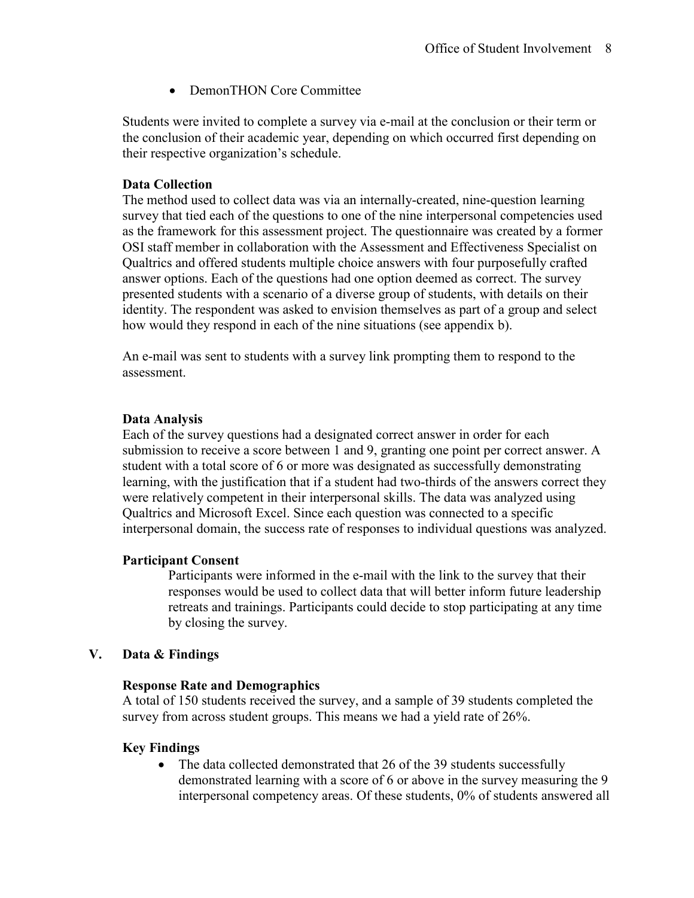- DemonTHON Core Committee

Students were invited to complete a survey via e-mail at the conclusion or their term or the conclusion of their academic year, depending on which occurred first depending on their respective organization's schedule.

**Data Collection**
The method used to collect data was via an internally-created, nine-question learning survey that tied each of the questions to one of the nine interpersonal competencies used as the framework for this assessment project. The questionnaire was created by a former OSI staff member in collaboration with the Assessment and Effectiveness Specialist on Qualtrics and offered students multiple choice answers with four purposefully crafted answer options. Each of the questions had one option deemed as correct. The survey presented students with a scenario of a diverse group of students, with details on their identity. The respondent was asked to envision themselves as part of a group and select how would they respond in each of the nine situations (see appendix b).

An e-mail was sent to students with a survey link prompting them to respond to the assessment.

**Data Analysis**
Each of the survey questions had a designated correct answer in order for each submission to receive a score between 1 and 9, granting one point per correct answer. A student with a total score of 6 or more was designated as successfully demonstrating learning, with the justification that if a student had two-thirds of the answers correct they were relatively competent in their interpersonal skills. The data was analyzed using Qualtrics and Microsoft Excel. Since each question was connected to a specific interpersonal domain, the success rate of responses to individual questions was analyzed.

**Participant Consent**

Participants were informed in the e-mail with the link to the survey that their responses would be used to collect data that will better inform future leadership retreats and trainings. Participants could decide to stop participating at any time by closing the survey.

## V. Data & Findings

**Response Rate and Demographics**
A total of 150 students received the survey, and a sample of 39 students completed the survey from across student groups. This means we had a yield rate of 26%.

**Key Findings**

- The data collected demonstrated that 26 of the 39 students successfully demonstrated learning with a score of 6 or above in the survey measuring the 9 interpersonal competency areas. Of these students, 0% of students answered all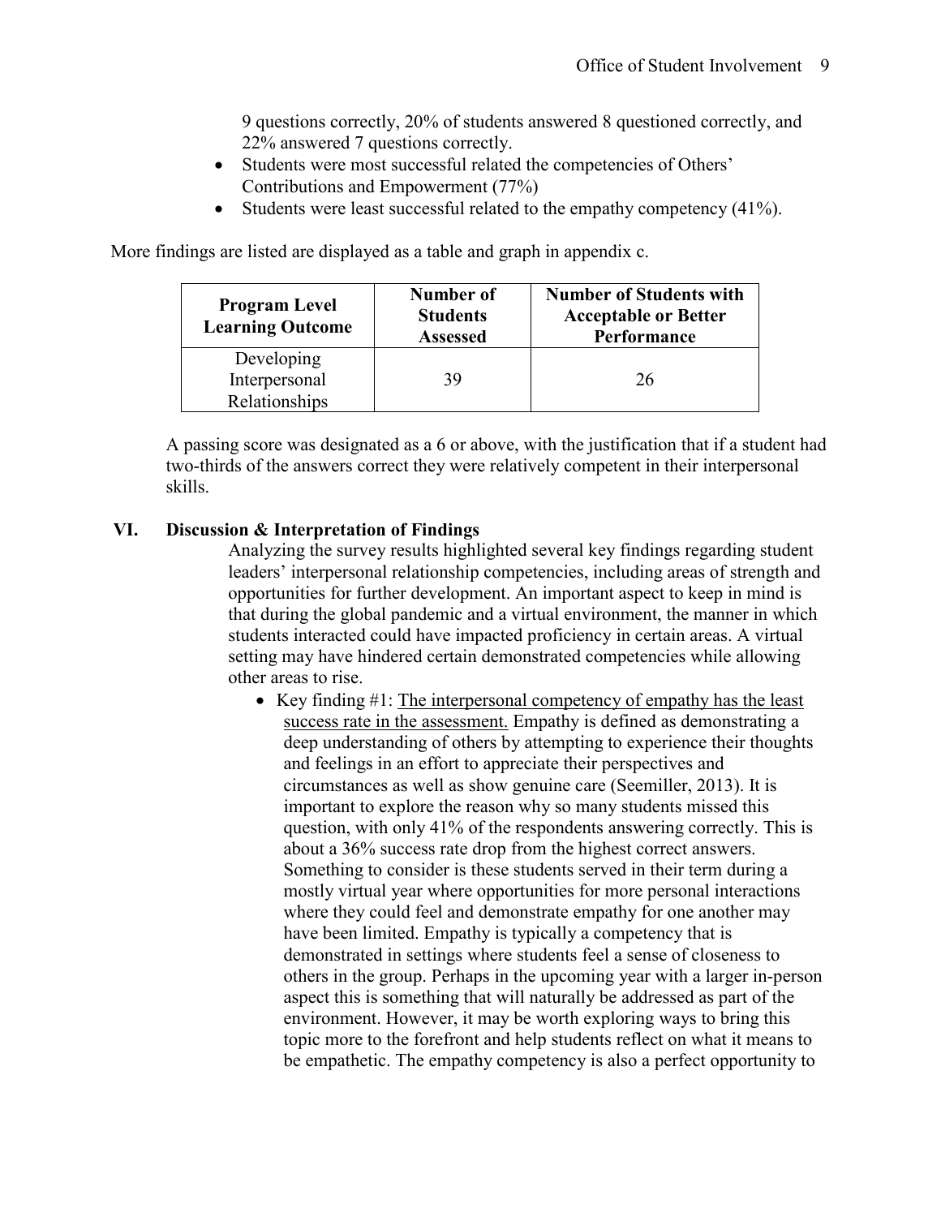9 questions correctly, 20% of students answered 8 questioned correctly, and 22% answered 7 questions correctly.

- Students were most successful related the competencies of Others' Contributions and Empowerment (77%)
- Students were least successful related to the empathy competency (41%).

More findings are listed are displayed as a table and graph in appendix c.

| Program Level Learning Outcome | Number of Students Assessed | Number of Students with Acceptable or Better Performance |
|---|---|---|
| Developing Interpersonal Relationships | 39 | 26 |

A passing score was designated as a 6 or above, with the justification that if a student had two-thirds of the answers correct they were relatively competent in their interpersonal skills.

## VI. Discussion & Interpretation of Findings

Analyzing the survey results highlighted several key findings regarding student leaders' interpersonal relationship competencies, including areas of strength and opportunities for further development. An important aspect to keep in mind is that during the global pandemic and a virtual environment, the manner in which students interacted could have impacted proficiency in certain areas. A virtual setting may have hindered certain demonstrated competencies while allowing other areas to rise.

- Key finding #1: <u>The interpersonal competency of empathy has the least success rate in the assessment.</u> Empathy is defined as demonstrating a deep understanding of others by attempting to experience their thoughts and feelings in an effort to appreciate their perspectives and circumstances as well as show genuine care (Seemiller, 2013). It is important to explore the reason why so many students missed this question, with only 41% of the respondents answering correctly. This is about a 36% success rate drop from the highest correct answers. Something to consider is these students served in their term during a mostly virtual year where opportunities for more personal interactions where they could feel and demonstrate empathy for one another may have been limited. Empathy is typically a competency that is demonstrated in settings where students feel a sense of closeness to others in the group. Perhaps in the upcoming year with a larger in-person aspect this is something that will naturally be addressed as part of the environment. However, it may be worth exploring ways to bring this topic more to the forefront and help students reflect on what it means to be empathetic. The empathy competency is also a perfect opportunity to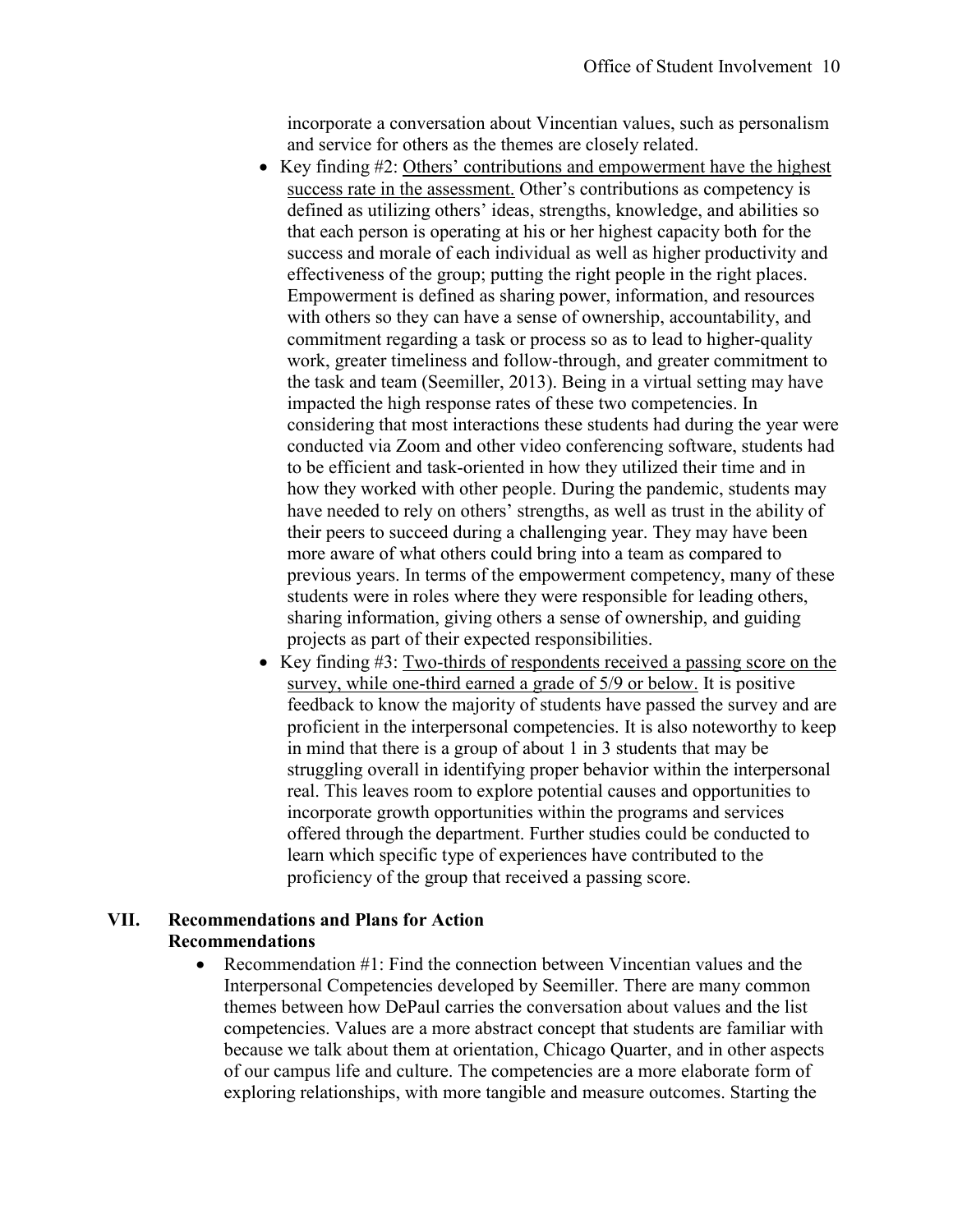incorporate a conversation about Vincentian values, such as personalism and service for others as the themes are closely related.

- Key finding #2: <u>Others' contributions and empowerment have the highest success rate in the assessment.</u> Other's contributions as competency is defined as utilizing others' ideas, strengths, knowledge, and abilities so that each person is operating at his or her highest capacity both for the success and morale of each individual as well as higher productivity and effectiveness of the group; putting the right people in the right places. Empowerment is defined as sharing power, information, and resources with others so they can have a sense of ownership, accountability, and commitment regarding a task or process so as to lead to higher-quality work, greater timeliness and follow-through, and greater commitment to the task and team (Seemiller, 2013). Being in a virtual setting may have impacted the high response rates of these two competencies. In considering that most interactions these students had during the year were conducted via Zoom and other video conferencing software, students had to be efficient and task-oriented in how they utilized their time and in how they worked with other people. During the pandemic, students may have needed to rely on others' strengths, as well as trust in the ability of their peers to succeed during a challenging year. They may have been more aware of what others could bring into a team as compared to previous years. In terms of the empowerment competency, many of these students were in roles where they were responsible for leading others, sharing information, giving others a sense of ownership, and guiding projects as part of their expected responsibilities.
- Key finding #3: <u>Two-thirds of respondents received a passing score on the survey, while one-third earned a grade of 5/9 or below.</u> It is positive feedback to know the majority of students have passed the survey and are proficient in the interpersonal competencies. It is also noteworthy to keep in mind that there is a group of about 1 in 3 students that may be struggling overall in identifying proper behavior within the interpersonal real. This leaves room to explore potential causes and opportunities to incorporate growth opportunities within the programs and services offered through the department. Further studies could be conducted to learn which specific type of experiences have contributed to the proficiency of the group that received a passing score.

## VII. Recommendations and Plans for Action

### Recommendations

- Recommendation #1: Find the connection between Vincentian values and the Interpersonal Competencies developed by Seemiller. There are many common themes between how DePaul carries the conversation about values and the list competencies. Values are a more abstract concept that students are familiar with because we talk about them at orientation, Chicago Quarter, and in other aspects of our campus life and culture. The competencies are a more elaborate form of exploring relationships, with more tangible and measure outcomes. Starting the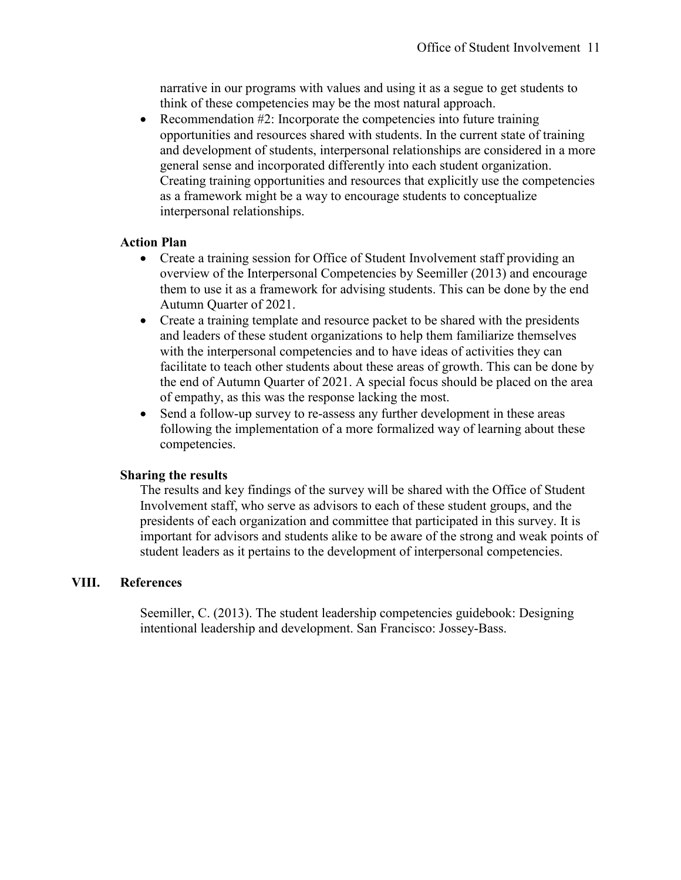narrative in our programs with values and using it as a segue to get students to think of these competencies may be the most natural approach.

- Recommendation #2: Incorporate the competencies into future training opportunities and resources shared with students. In the current state of training and development of students, interpersonal relationships are considered in a more general sense and incorporated differently into each student organization. Creating training opportunities and resources that explicitly use the competencies as a framework might be a way to encourage students to conceptualize interpersonal relationships.

### Action Plan

- Create a training session for Office of Student Involvement staff providing an overview of the Interpersonal Competencies by Seemiller (2013) and encourage them to use it as a framework for advising students. This can be done by the end Autumn Quarter of 2021.
- Create a training template and resource packet to be shared with the presidents and leaders of these student organizations to help them familiarize themselves with the interpersonal competencies and to have ideas of activities they can facilitate to teach other students about these areas of growth. This can be done by the end of Autumn Quarter of 2021. A special focus should be placed on the area of empathy, as this was the response lacking the most.
- Send a follow-up survey to re-assess any further development in these areas following the implementation of a more formalized way of learning about these competencies.

### Sharing the results

The results and key findings of the survey will be shared with the Office of Student Involvement staff, who serve as advisors to each of these student groups, and the presidents of each organization and committee that participated in this survey. It is important for advisors and students alike to be aware of the strong and weak points of student leaders as it pertains to the development of interpersonal competencies.

## VIII. References

Seemiller, C. (2013). The student leadership competencies guidebook: Designing intentional leadership and development. San Francisco: Jossey-Bass.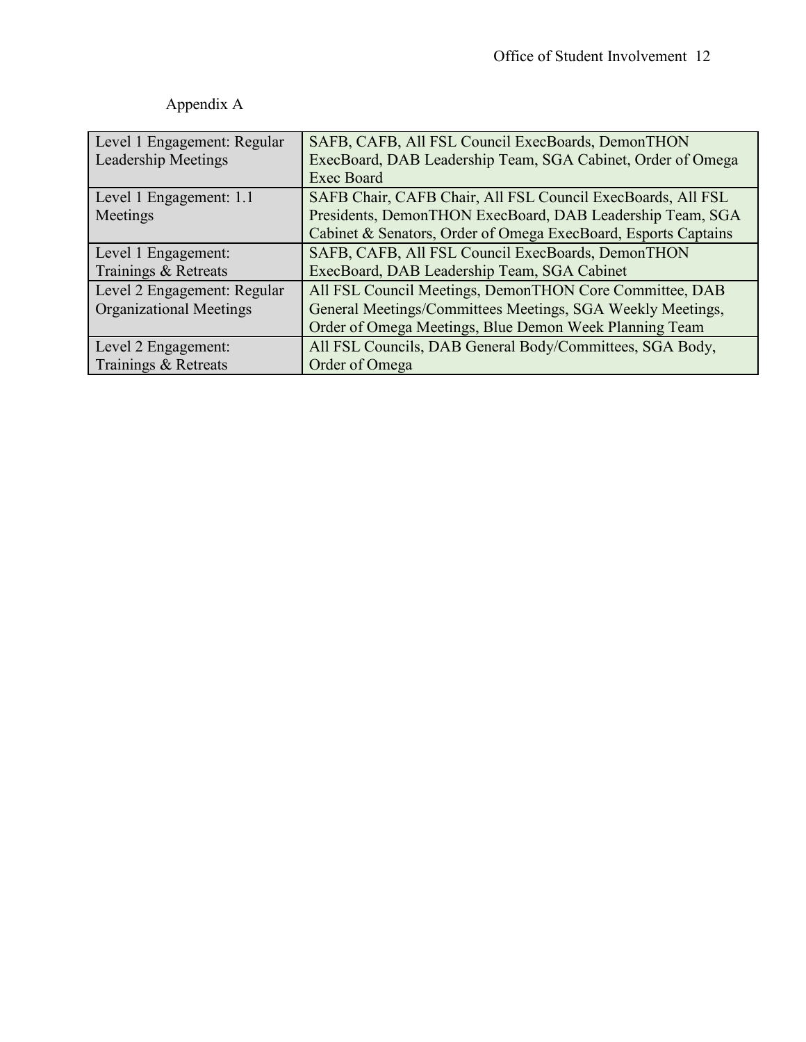Appendix A

| Level 1 Engagement: Regular Leadership Meetings | SAFB, CAFB, All FSL Council ExecBoards, DemonTHON ExecBoard, DAB Leadership Team, SGA Cabinet, Order of Omega Exec Board |
|---|---|
| Level 1 Engagement: 1.1 Meetings | SAFB Chair, CAFB Chair, All FSL Council ExecBoards, All FSL Presidents, DemonTHON ExecBoard, DAB Leadership Team, SGA Cabinet & Senators, Order of Omega ExecBoard, Esports Captains |
| Level 1 Engagement: Trainings & Retreats | SAFB, CAFB, All FSL Council ExecBoards, DemonTHON ExecBoard, DAB Leadership Team, SGA Cabinet |
| Level 2 Engagement: Regular Organizational Meetings | All FSL Council Meetings, DemonTHON Core Committee, DAB General Meetings/Committees Meetings, SGA Weekly Meetings, Order of Omega Meetings, Blue Demon Week Planning Team |
| Level 2 Engagement: Trainings & Retreats | All FSL Councils, DAB General Body/Committees, SGA Body, Order of Omega |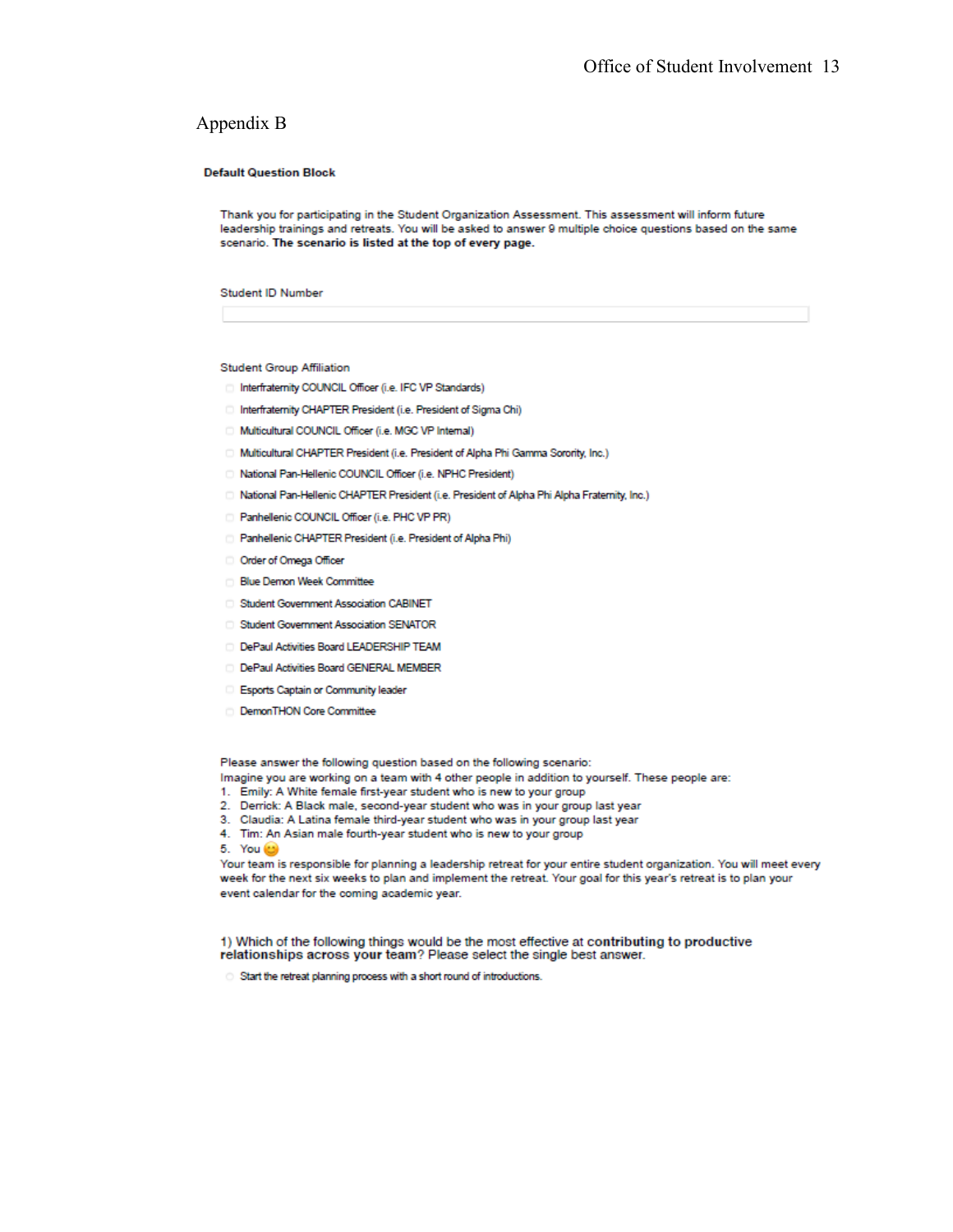# Appendix B

**Default Question Block**

Thank you for participating in the Student Organization Assessment. This assessment will inform future leadership trainings and retreats. You will be asked to answer 9 multiple choice questions based on the same scenario. **The scenario is listed at the top of every page.**

Student ID Number

Student Group Affiliation

- Interfraternity COUNCIL Officer (i.e. IFC VP Standards)
- Interfraternity CHAPTER President (i.e. President of Sigma Chi)
- Multicultural COUNCIL Officer (i.e. MGC VP Internal)
- Multicultural CHAPTER President (i.e. President of Alpha Phi Gamma Sorority, Inc.)
- National Pan-Hellenic COUNCIL Officer (i.e. NPHC President)
- National Pan-Hellenic CHAPTER President (i.e. President of Alpha Phi Alpha Fraternity, Inc.)
- Panhellenic COUNCIL Officer (i.e. PHC VP PR)
- Panhellenic CHAPTER President (i.e. President of Alpha Phi)
- Order of Omega Officer
- Blue Demon Week Committee
- Student Government Association CABINET
- Student Government Association SENATOR
- DePaul Activities Board LEADERSHIP TEAM
- DePaul Activities Board GENERAL MEMBER
- Esports Captain or Community leader
- DemonTHON Core Committee

Please answer the following question based on the following scenario:
Imagine you are working on a team with 4 other people in addition to yourself. These people are:

1. Emily: A White female first-year student who is new to your group
2. Derrick: A Black male, second-year student who was in your group last year
3. Claudia: A Latina female third-year student who was in your group last year
4. Tim: An Asian male fourth-year student who is new to your group
5. You 😊

Your team is responsible for planning a leadership retreat for your entire student organization. You will meet every week for the next six weeks to plan and implement the retreat. Your goal for this year's retreat is to plan your event calendar for the coming academic year.

1) Which of the following things would be the most effective at **contributing to productive relationships across your team**? Please select the single best answer.

- Start the retreat planning process with a short round of introductions.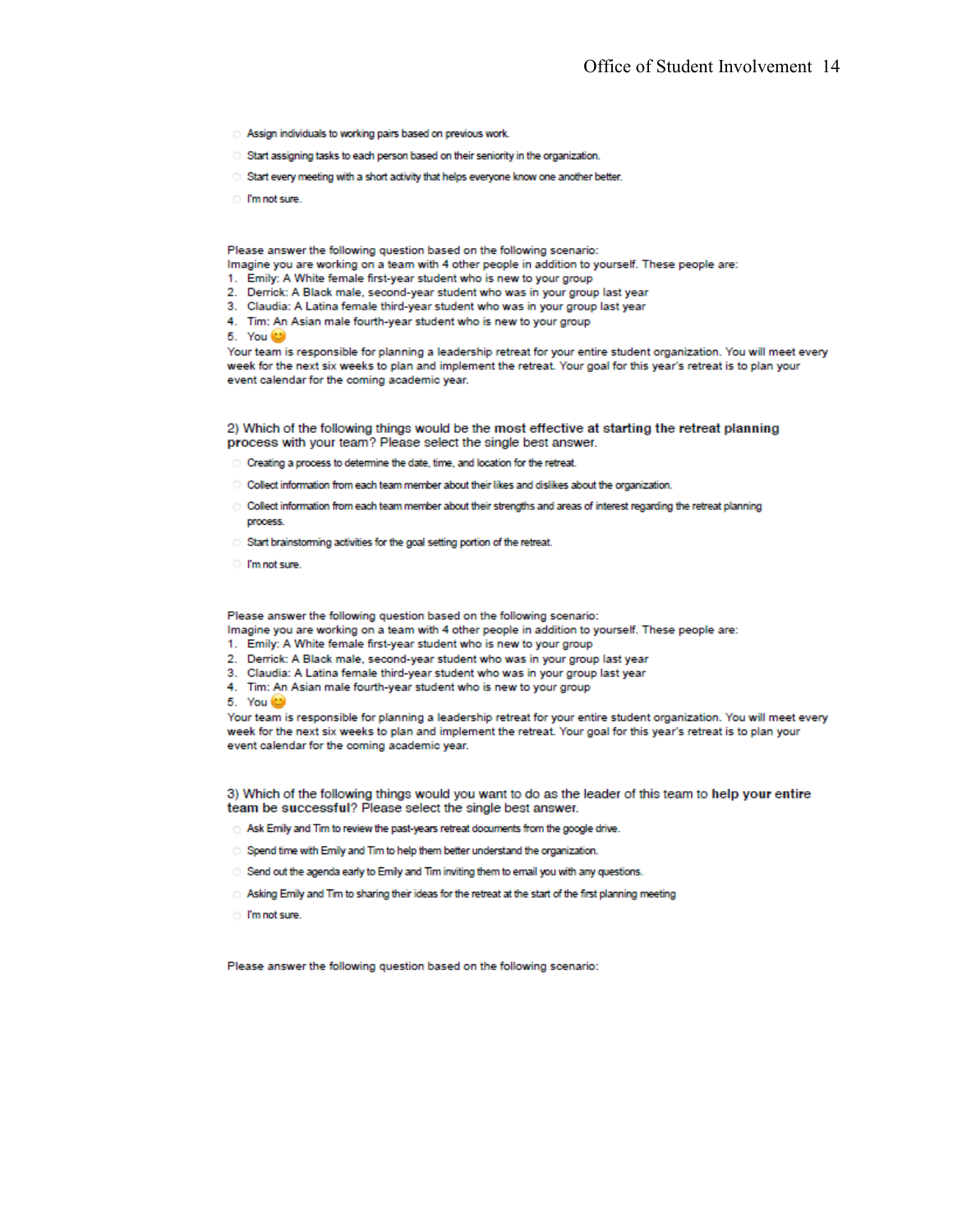- Assign individuals to working pairs based on previous work.
- Start assigning tasks to each person based on their seniority in the organization.
- Start every meeting with a short activity that helps everyone know one another better.
- I'm not sure.

Please answer the following question based on the following scenario:
Imagine you are working on a team with 4 other people in addition to yourself. These people are:

1. Emily: A White female first-year student who is new to your group
2. Derrick: A Black male, second-year student who was in your group last year
3. Claudia: A Latina female third-year student who was in your group last year
4. Tim: An Asian male fourth-year student who is new to your group
5. You 😊

Your team is responsible for planning a leadership retreat for your entire student organization. You will meet every week for the next six weeks to plan and implement the retreat. Your goal for this year's retreat is to plan your event calendar for the coming academic year.

2) Which of the following things would be the **most effective at starting the retreat planning process** with your team? Please select the single best answer.

- Creating a process to determine the date, time, and location for the retreat.
- Collect information from each team member about their likes and dislikes about the organization.
- Collect information from each team member about their strengths and areas of interest regarding the retreat planning process.
- Start brainstorming activities for the goal setting portion of the retreat.
- I'm not sure.

Please answer the following question based on the following scenario:
Imagine you are working on a team with 4 other people in addition to yourself. These people are:

1. Emily: A White female first-year student who is new to your group
2. Derrick: A Black male, second-year student who was in your group last year
3. Claudia: A Latina female third-year student who was in your group last year
4. Tim: An Asian male fourth-year student who is new to your group
5. You 😊

Your team is responsible for planning a leadership retreat for your entire student organization. You will meet every week for the next six weeks to plan and implement the retreat. Your goal for this year's retreat is to plan your event calendar for the coming academic year.

3) Which of the following things would you want to do as the leader of this team to **help your entire team be successful**? Please select the single best answer.

- Ask Emily and Tim to review the past-years retreat documents from the google drive.
- Spend time with Emily and Tim to help them better understand the organization.
- Send out the agenda early to Emily and Tim inviting them to email you with any questions.
- Asking Emily and Tim to sharing their ideas for the retreat at the start of the first planning meeting
- I'm not sure.

Please answer the following question based on the following scenario: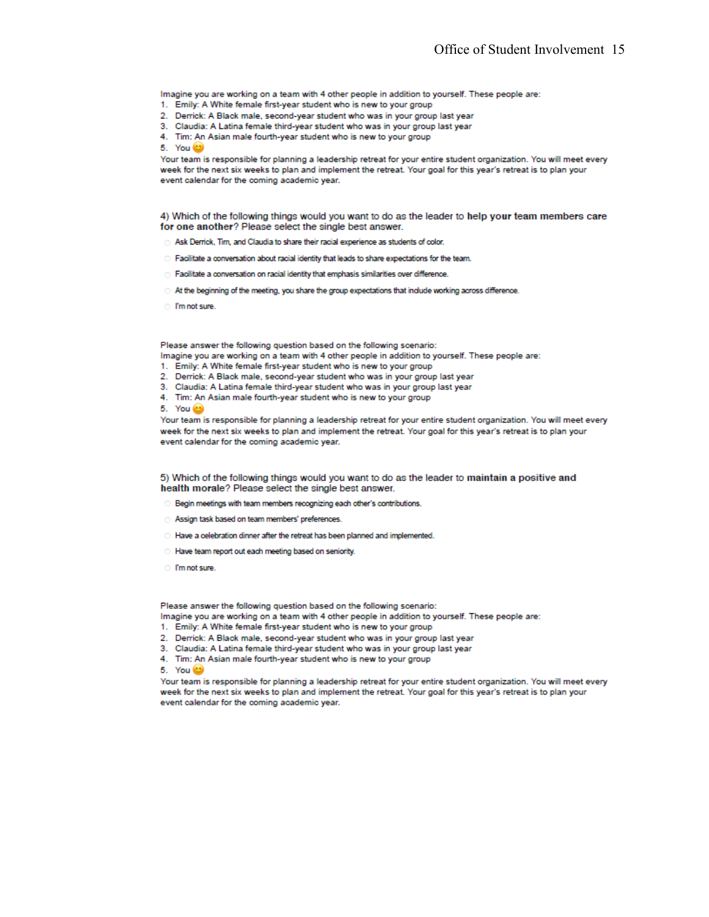Imagine you are working on a team with 4 other people in addition to yourself. These people are:

1. Emily: A White female first-year student who is new to your group
2. Derrick: A Black male, second-year student who was in your group last year
3. Claudia: A Latina female third-year student who was in your group last year
4. Tim: An Asian male fourth-year student who is new to your group
5. You 😊

Your team is responsible for planning a leadership retreat for your entire student organization. You will meet every week for the next six weeks to plan and implement the retreat. Your goal for this year's retreat is to plan your event calendar for the coming academic year.

4) Which of the following things would you want to do as the leader to **help your team members care for one another**? Please select the single best answer.

- Ask Derrick, Tim, and Claudia to share their racial experience as students of color.
- Facilitate a conversation about racial identity that leads to share expectations for the team.
- Facilitate a conversation on racial identity that emphasis similarities over difference.
- At the beginning of the meeting, you share the group expectations that include working across difference.
- I'm not sure.

Please answer the following question based on the following scenario:
Imagine you are working on a team with 4 other people in addition to yourself. These people are:

1. Emily: A White female first-year student who is new to your group
2. Derrick: A Black male, second-year student who was in your group last year
3. Claudia: A Latina female third-year student who was in your group last year
4. Tim: An Asian male fourth-year student who is new to your group
5. You 😊

Your team is responsible for planning a leadership retreat for your entire student organization. You will meet every week for the next six weeks to plan and implement the retreat. Your goal for this year's retreat is to plan your event calendar for the coming academic year.

5) Which of the following things would you want to do as the leader to **maintain a positive and health morale**? Please select the single best answer.

- Begin meetings with team members recognizing each other's contributions.
- Assign task based on team members' preferences.
- Have a celebration dinner after the retreat has been planned and implemented.
- Have team report out each meeting based on seniority.
- I'm not sure.

Please answer the following question based on the following scenario:
Imagine you are working on a team with 4 other people in addition to yourself. These people are:

1. Emily: A White female first-year student who is new to your group
2. Derrick: A Black male, second-year student who was in your group last year
3. Claudia: A Latina female third-year student who was in your group last year
4. Tim: An Asian male fourth-year student who is new to your group
5. You 😊

Your team is responsible for planning a leadership retreat for your entire student organization. You will meet every week for the next six weeks to plan and implement the retreat. Your goal for this year's retreat is to plan your event calendar for the coming academic year.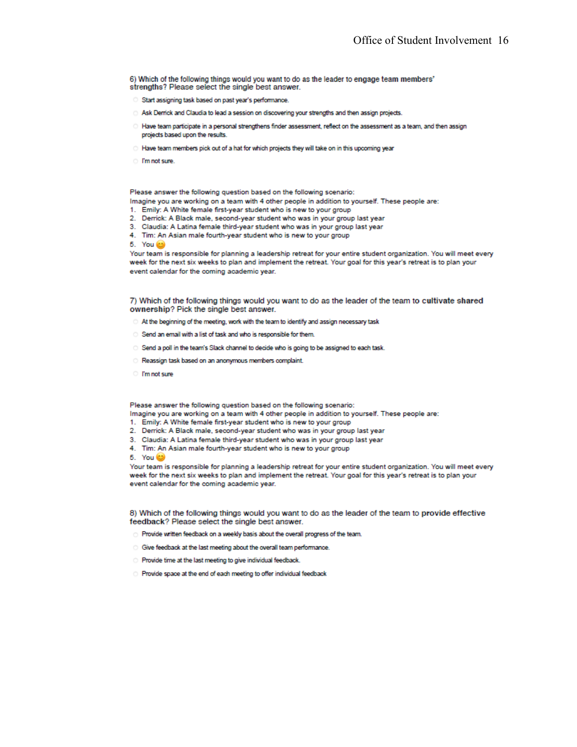6) Which of the following things would you want to do as the leader to **engage team members' strengths**? Please select the single best answer.

- Start assigning task based on past year's performance.
- Ask Derrick and Claudia to lead a session on discovering your strengths and then assign projects.
- Have team participate in a personal strengthens finder assessment, reflect on the assessment as a team, and then assign projects based upon the results.
- Have team members pick out of a hat for which projects they will take on in this upcoming year
- I'm not sure.

Please answer the following question based on the following scenario:
Imagine you are working on a team with 4 other people in addition to yourself. These people are:

1. Emily: A White female first-year student who is new to your group
2. Derrick: A Black male, second-year student who was in your group last year
3. Claudia: A Latina female third-year student who was in your group last year
4. Tim: An Asian male fourth-year student who is new to your group
5. You 😊

Your team is responsible for planning a leadership retreat for your entire student organization. You will meet every week for the next six weeks to plan and implement the retreat. Your goal for this year's retreat is to plan your event calendar for the coming academic year.

7) Which of the following things would you want to do as the leader of the team to **cultivate shared ownership**? Pick the single best answer.

- At the beginning of the meeting, work with the team to identify and assign necessary task
- Send an email with a list of task and who is responsible for them.
- Send a poll in the team's Slack channel to decide who is going to be assigned to each task.
- Reassign task based on an anonymous members complaint.
- I'm not sure

Please answer the following question based on the following scenario:
Imagine you are working on a team with 4 other people in addition to yourself. These people are:

1. Emily: A White female first-year student who is new to your group
2. Derrick: A Black male, second-year student who was in your group last year
3. Claudia: A Latina female third-year student who was in your group last year
4. Tim: An Asian male fourth-year student who is new to your group
5. You 😊

Your team is responsible for planning a leadership retreat for your entire student organization. You will meet every week for the next six weeks to plan and implement the retreat. Your goal for this year's retreat is to plan your event calendar for the coming academic year.

8) Which of the following things would you want to do as the leader of the team to **provide effective feedback**? Please select the single best answer.

- Provide written feedback on a weekly basis about the overall progress of the team.
- Give feedback at the last meeting about the overall team performance.
- Provide time at the last meeting to give individual feedback.
- Provide space at the end of each meeting to offer individual feedback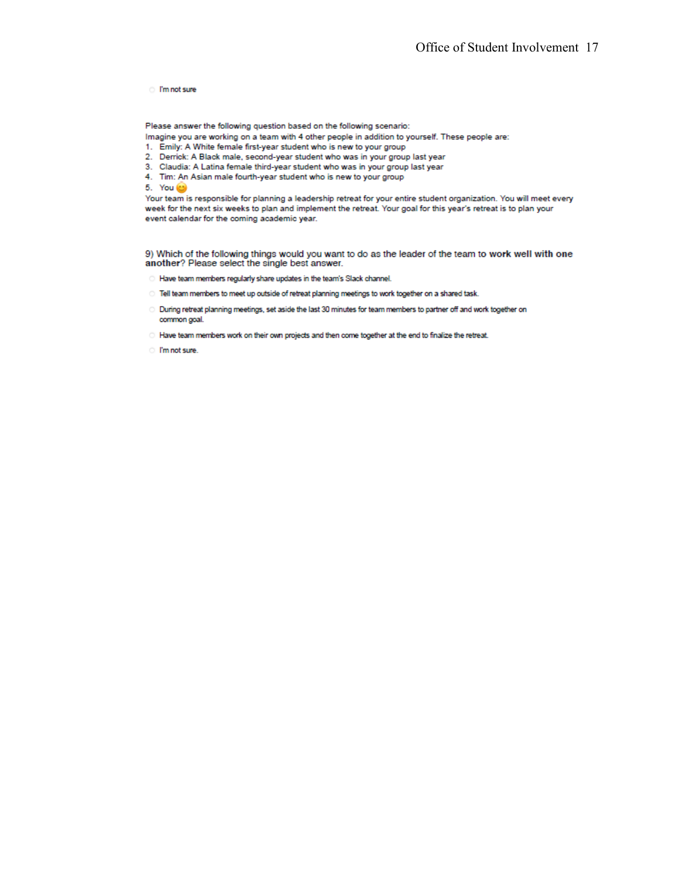○ I'm not sure

Please answer the following question based on the following scenario:
Imagine you are working on a team with 4 other people in addition to yourself. These people are:

1. Emily: A White female first-year student who is new to your group
2. Derrick: A Black male, second-year student who was in your group last year
3. Claudia: A Latina female third-year student who was in your group last year
4. Tim: An Asian male fourth-year student who is new to your group
5. You 😊

Your team is responsible for planning a leadership retreat for your entire student organization. You will meet every week for the next six weeks to plan and implement the retreat. Your goal for this year's retreat is to plan your event calendar for the coming academic year.

9) Which of the following things would you want to do as the leader of the team to **work well with one another**? Please select the single best answer.

○ Have team members regularly share updates in the team's Slack channel.

○ Tell team members to meet up outside of retreat planning meetings to work together on a shared task.

○ During retreat planning meetings, set aside the last 30 minutes for team members to partner off and work together on common goal.

○ Have team members work on their own projects and then come together at the end to finalize the retreat.

○ I'm not sure.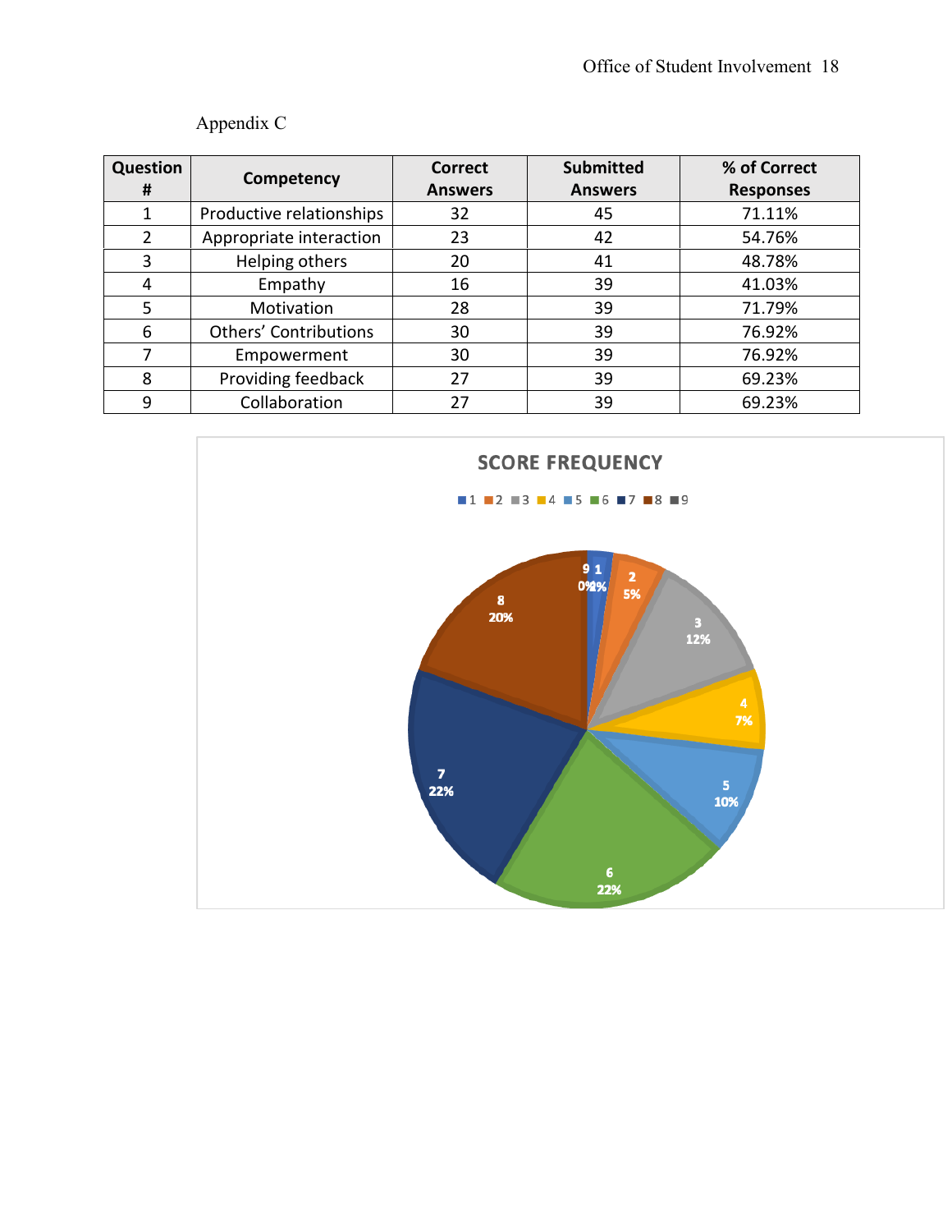Appendix C

| Question # | Competency | Correct Answers | Submitted Answers | % of Correct Responses |
|---|---|---|---|---|
| 1 | Productive relationships | 32 | 45 | 71.11% |
| 2 | Appropriate interaction | 23 | 42 | 54.76% |
| 3 | Helping others | 20 | 41 | 48.78% |
| 4 | Empathy | 16 | 39 | 41.03% |
| 5 | Motivation | 28 | 39 | 71.79% |
| 6 | Others' Contributions | 30 | 39 | 76.92% |
| 7 | Empowerment | 30 | 39 | 76.92% |
| 8 | Providing feedback | 27 | 39 | 69.23% |
| 9 | Collaboration | 27 | 39 | 69.23% |

SCORE FREQUENCY

1 2 3 4 5 6 7 8 9

9 0%

1 2%

2 5%

3 12%

4 7%

5 10%

6 22%

7 22%

8 20%